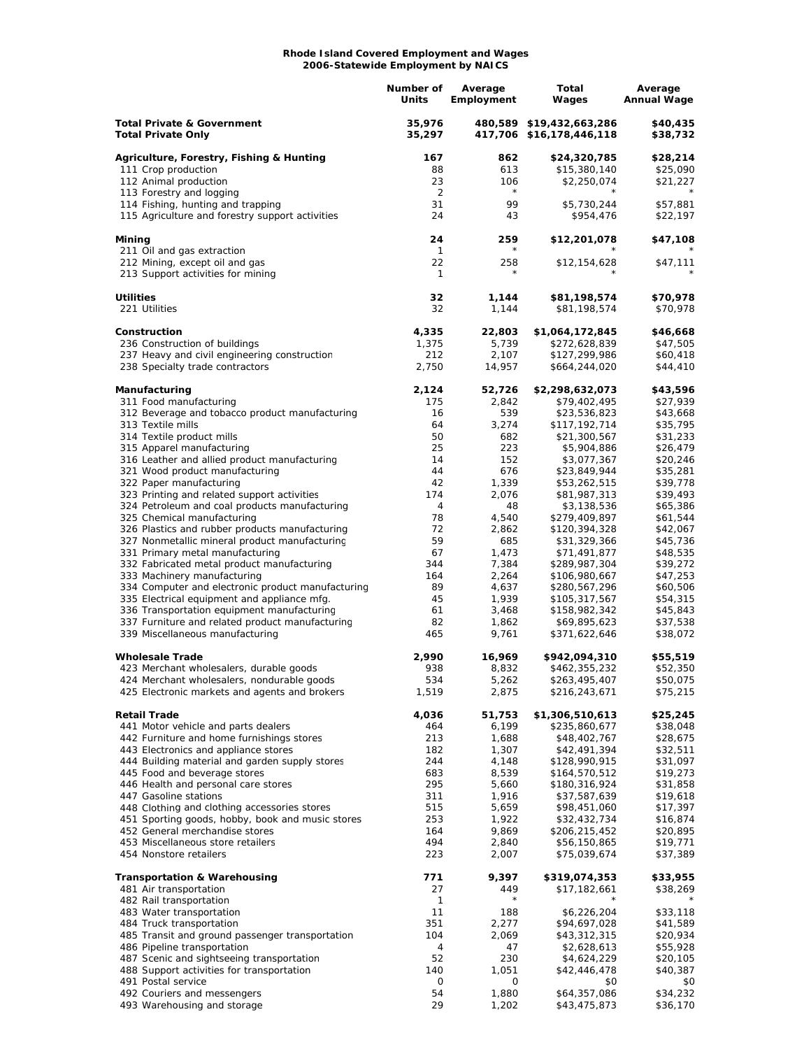**Rhode Island Covered Employment and Wages**
**2006-Statewide Employment by NAICS**

| | Number of Units | Average Employment | Total Wages | Average Annual Wage |
|---|---|---|---|---|
| **Total Private & Government** | **35,976** | **480,589** | **$19,432,663,286** | **$40,435** |
| **Total Private Only** | **35,297** | **417,706** | **$16,178,446,118** | **$38,732** |
| | | | | |
| **Agriculture, Forestry, Fishing & Hunting** | **167** | **862** | **$24,320,785** | **$28,214** |
| 111 Crop production | 88 | 613 | $15,380,140 | $25,090 |
| 112 Animal production | 23 | 106 | $2,250,074 | $21,227 |
| 113 Forestry and logging | 2 | * | * | * |
| 114 Fishing, hunting and trapping | 31 | 99 | $5,730,244 | $57,881 |
| 115 Agriculture and forestry support activities | 24 | 43 | $954,476 | $22,197 |
| | | | | |
| **Mining** | **24** | **259** | **$12,201,078** | **$47,108** |
| 211 Oil and gas extraction | 1 | * | * | * |
| 212 Mining, except oil and gas | 22 | 258 | $12,154,628 | $47,111 |
| 213 Support activities for mining | 1 | * | * | * |
| | | | | |
| **Utilities** | **32** | **1,144** | **$81,198,574** | **$70,978** |
| 221 Utilities | 32 | 1,144 | $81,198,574 | $70,978 |
| | | | | |
| **Construction** | **4,335** | **22,803** | **$1,064,172,845** | **$46,668** |
| 236 Construction of buildings | 1,375 | 5,739 | $272,628,839 | $47,505 |
| 237 Heavy and civil engineering construction | 212 | 2,107 | $127,299,986 | $60,418 |
| 238 Specialty trade contractors | 2,750 | 14,957 | $664,244,020 | $44,410 |
| | | | | |
| **Manufacturing** | **2,124** | **52,726** | **$2,298,632,073** | **$43,596** |
| 311 Food manufacturing | 175 | 2,842 | $79,402,495 | $27,939 |
| 312 Beverage and tobacco product manufacturing | 16 | 539 | $23,536,823 | $43,668 |
| 313 Textile mills | 64 | 3,274 | $117,192,714 | $35,795 |
| 314 Textile product mills | 50 | 682 | $21,300,567 | $31,233 |
| 315 Apparel manufacturing | 25 | 223 | $5,904,886 | $26,479 |
| 316 Leather and allied product manufacturing | 14 | 152 | $3,077,367 | $20,246 |
| 321 Wood product manufacturing | 44 | 676 | $23,849,944 | $35,281 |
| 322 Paper manufacturing | 42 | 1,339 | $53,262,515 | $39,778 |
| 323 Printing and related support activities | 174 | 2,076 | $81,987,313 | $39,493 |
| 324 Petroleum and coal products manufacturing | 4 | 48 | $3,138,536 | $65,386 |
| 325 Chemical manufacturing | 78 | 4,540 | $279,409,897 | $61,544 |
| 326 Plastics and rubber products manufacturing | 72 | 2,862 | $120,394,328 | $42,067 |
| 327 Nonmetallic mineral product manufacturing | 59 | 685 | $31,329,366 | $45,736 |
| 331 Primary metal manufacturing | 67 | 1,473 | $71,491,877 | $48,535 |
| 332 Fabricated metal product manufacturing | 344 | 7,384 | $289,987,304 | $39,272 |
| 333 Machinery manufacturing | 164 | 2,264 | $106,980,667 | $47,253 |
| 334 Computer and electronic product manufacturing | 89 | 4,637 | $280,567,296 | $60,506 |
| 335 Electrical equipment and appliance mfg. | 45 | 1,939 | $105,317,567 | $54,315 |
| 336 Transportation equipment manufacturing | 61 | 3,468 | $158,982,342 | $45,843 |
| 337 Furniture and related product manufacturing | 82 | 1,862 | $69,895,623 | $37,538 |
| 339 Miscellaneous manufacturing | 465 | 9,761 | $371,622,646 | $38,072 |
| | | | | |
| **Wholesale Trade** | **2,990** | **16,969** | **$942,094,310** | **$55,519** |
| 423 Merchant wholesalers, durable goods | 938 | 8,832 | $462,355,232 | $52,350 |
| 424 Merchant wholesalers, nondurable goods | 534 | 5,262 | $263,495,407 | $50,075 |
| 425 Electronic markets and agents and brokers | 1,519 | 2,875 | $216,243,671 | $75,215 |
| | | | | |
| **Retail Trade** | **4,036** | **51,753** | **$1,306,510,613** | **$25,245** |
| 441 Motor vehicle and parts dealers | 464 | 6,199 | $235,860,677 | $38,048 |
| 442 Furniture and home furnishings stores | 213 | 1,688 | $48,402,767 | $28,675 |
| 443 Electronics and appliance stores | 182 | 1,307 | $42,491,394 | $32,511 |
| 444 Building material and garden supply stores | 244 | 4,148 | $128,990,915 | $31,097 |
| 445 Food and beverage stores | 683 | 8,539 | $164,570,512 | $19,273 |
| 446 Health and personal care stores | 295 | 5,660 | $180,316,924 | $31,858 |
| 447 Gasoline stations | 311 | 1,916 | $37,587,639 | $19,618 |
| 448 Clothing and clothing accessories stores | 515 | 5,659 | $98,451,060 | $17,397 |
| 451 Sporting goods, hobby, book and music stores | 253 | 1,922 | $32,432,734 | $16,874 |
| 452 General merchandise stores | 164 | 9,869 | $206,215,452 | $20,895 |
| 453 Miscellaneous store retailers | 494 | 2,840 | $56,150,865 | $19,771 |
| 454 Nonstore retailers | 223 | 2,007 | $75,039,674 | $37,389 |
| | | | | |
| **Transportation & Warehousing** | **771** | **9,397** | **$319,074,353** | **$33,955** |
| 481 Air transportation | 27 | 449 | $17,182,661 | $38,269 |
| 482 Rail transportation | 1 | * | * | * |
| 483 Water transportation | 11 | 188 | $6,226,204 | $33,118 |
| 484 Truck transportation | 351 | 2,277 | $94,697,028 | $41,589 |
| 485 Transit and ground passenger transportation | 104 | 2,069 | $43,312,315 | $20,934 |
| 486 Pipeline transportation | 4 | 47 | $2,628,613 | $55,928 |
| 487 Scenic and sightseeing transportation | 52 | 230 | $4,624,229 | $20,105 |
| 488 Support activities for transportation | 140 | 1,051 | $42,446,478 | $40,387 |
| 491 Postal service | 0 | 0 | $0 | $0 |
| 492 Couriers and messengers | 54 | 1,880 | $64,357,086 | $34,232 |
| 493 Warehousing and storage | 29 | 1,202 | $43,475,873 | $36,170 |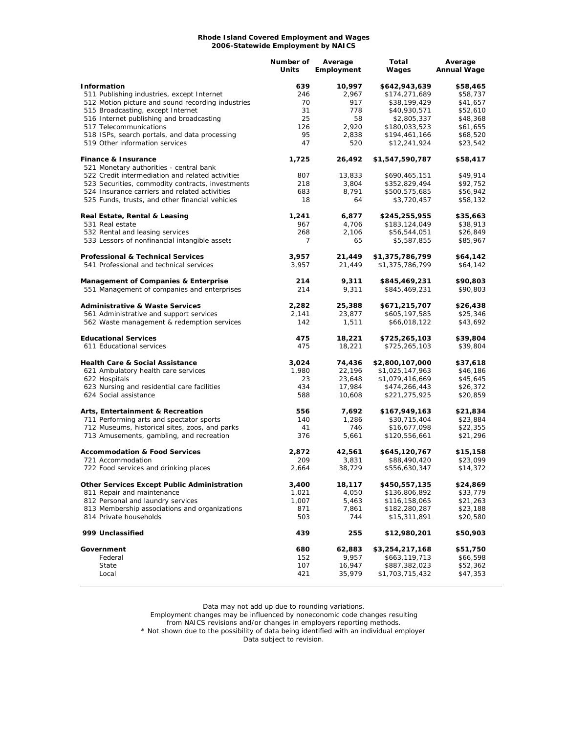**Rhode Island Covered Employment and Wages**
**2006-Statewide Employment by NAICS**

| | Number of Units | Average Employment | Total Wages | Average Annual Wage |
|---|---|---|---|---|
| **Information** | **639** | **10,997** | **$642,943,639** | **$58,465** |
| 511 Publishing industries, except Internet | 246 | 2,967 | $174,271,689 | $58,737 |
| 512 Motion picture and sound recording industries | 70 | 917 | $38,199,429 | $41,657 |
| 515 Broadcasting, except Internet | 31 | 778 | $40,930,571 | $52,610 |
| 516 Internet publishing and broadcasting | 25 | 58 | $2,805,337 | $48,368 |
| 517 Telecommunications | 126 | 2,920 | $180,033,523 | $61,655 |
| 518 ISPs, search portals, and data processing | 95 | 2,838 | $194,461,166 | $68,520 |
| 519 Other information services | 47 | 520 | $12,241,924 | $23,542 |
| **Finance & Insurance** | **1,725** | **26,492** | **$1,547,590,787** | **$58,417** |
| 521 Monetary authorities - central bank | | | | |
| 522 Credit intermediation and related activities | 807 | 13,833 | $690,465,151 | $49,914 |
| 523 Securities, commodity contracts, investments | 218 | 3,804 | $352,829,494 | $92,752 |
| 524 Insurance carriers and related activities | 683 | 8,791 | $500,575,685 | $56,942 |
| 525 Funds, trusts, and other financial vehicles | 18 | 64 | $3,720,457 | $58,132 |
| **Real Estate, Rental & Leasing** | **1,241** | **6,877** | **$245,255,955** | **$35,663** |
| 531 Real estate | 967 | 4,706 | $183,124,049 | $38,913 |
| 532 Rental and leasing services | 268 | 2,106 | $56,544,051 | $26,849 |
| 533 Lessors of nonfinancial intangible assets | 7 | 65 | $5,587,855 | $85,967 |
| **Professional & Technical Services** | **3,957** | **21,449** | **$1,375,786,799** | **$64,142** |
| 541 Professional and technical services | 3,957 | 21,449 | $1,375,786,799 | $64,142 |
| **Management of Companies & Enterprise** | **214** | **9,311** | **$845,469,231** | **$90,803** |
| 551 Management of companies and enterprises | 214 | 9,311 | $845,469,231 | $90,803 |
| **Administrative & Waste Services** | **2,282** | **25,388** | **$671,215,707** | **$26,438** |
| 561 Administrative and support services | 2,141 | 23,877 | $605,197,585 | $25,346 |
| 562 Waste management & redemption services | 142 | 1,511 | $66,018,122 | $43,692 |
| **Educational Services** | **475** | **18,221** | **$725,265,103** | **$39,804** |
| 611 Educational services | 475 | 18,221 | $725,265,103 | $39,804 |
| **Health Care & Social Assistance** | **3,024** | **74,436** | **$2,800,107,000** | **$37,618** |
| 621 Ambulatory health care services | 1,980 | 22,196 | $1,025,147,963 | $46,186 |
| 622 Hospitals | 23 | 23,648 | $1,079,416,669 | $45,645 |
| 623 Nursing and residential care facilities | 434 | 17,984 | $474,266,443 | $26,372 |
| 624 Social assistance | 588 | 10,608 | $221,275,925 | $20,859 |
| **Arts, Entertainment & Recreation** | **556** | **7,692** | **$167,949,163** | **$21,834** |
| 711 Performing arts and spectator sports | 140 | 1,286 | $30,715,404 | $23,884 |
| 712 Museums, historical sites, zoos, and parks | 41 | 746 | $16,677,098 | $22,355 |
| 713 Amusements, gambling, and recreation | 376 | 5,661 | $120,556,661 | $21,296 |
| **Accommodation & Food Services** | **2,872** | **42,561** | **$645,120,767** | **$15,158** |
| 721 Accommodation | 209 | 3,831 | $88,490,420 | $23,099 |
| 722 Food services and drinking places | 2,664 | 38,729 | $556,630,347 | $14,372 |
| **Other Services Except Public Administration** | **3,400** | **18,117** | **$450,557,135** | **$24,869** |
| 811 Repair and maintenance | 1,021 | 4,050 | $136,806,892 | $33,779 |
| 812 Personal and laundry services | 1,007 | 5,463 | $116,158,065 | $21,263 |
| 813 Membership associations and organizations | 871 | 7,861 | $182,280,287 | $23,188 |
| 814 Private households | 503 | 744 | $15,311,891 | $20,580 |
| **999 Unclassified** | **439** | **255** | **$12,980,201** | **$50,903** |
| **Government** | **680** | **62,883** | **$3,254,217,168** | **$51,750** |
| Federal | 152 | 9,957 | $663,119,713 | $66,598 |
| State | 107 | 16,947 | $887,382,023 | $52,362 |
| Local | 421 | 35,979 | $1,703,715,432 | $47,353 |

Data may not add up due to rounding variations.
Employment changes may be influenced by noneconomic code changes resulting from NAICS revisions and/or changes in employers reporting methods.
* Not shown due to the possibility of data being identified with an individual employer
Data subject to revision.